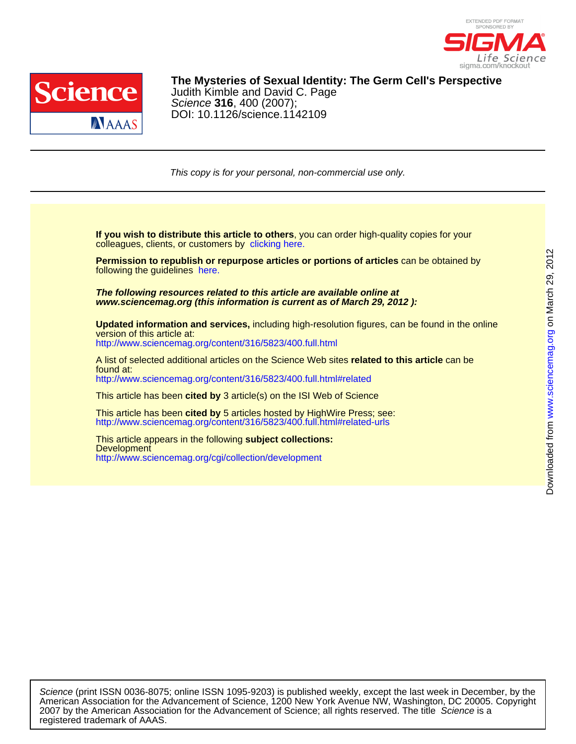EXTENDED PDF FORMAT SPONSORED BY SIGMA Life Science sigma.com/knockout

# The Mysteries of Sexual Identity: The Germ Cell's Perspective

Judith Kimble and David C. Page
*Science* **316**, 400 (2007);
DOI: 10.1126/science.1142109

*This copy is for your personal, non-commercial use only.*

**If you wish to distribute this article to others**, you can order high-quality copies for your colleagues, clients, or customers by clicking here.

**Permission to republish or repurpose articles or portions of articles** can be obtained by following the guidelines here.

***The following resources related to this article are available online at www.sciencemag.org (this information is current as of March 29, 2012 ):***

**Updated information and services,** including high-resolution figures, can be found in the online version of this article at:
http://www.sciencemag.org/content/316/5823/400.full.html

A list of selected additional articles on the Science Web sites **related to this article** can be found at:
http://www.sciencemag.org/content/316/5823/400.full.html#related

This article has been **cited by** 3 article(s) on the ISI Web of Science

This article has been **cited by** 5 articles hosted by HighWire Press; see:
http://www.sciencemag.org/content/316/5823/400.full.html#related-urls

This article appears in the following **subject collections:**
Development
http://www.sciencemag.org/cgi/collection/development

*Science* (print ISSN 0036-8075; online ISSN 1095-9203) is published weekly, except the last week in December, by the American Association for the Advancement of Science, 1200 New York Avenue NW, Washington, DC 20005. Copyright 2007 by the American Association for the Advancement of Science; all rights reserved. The title *Science* is a registered trademark of AAAS.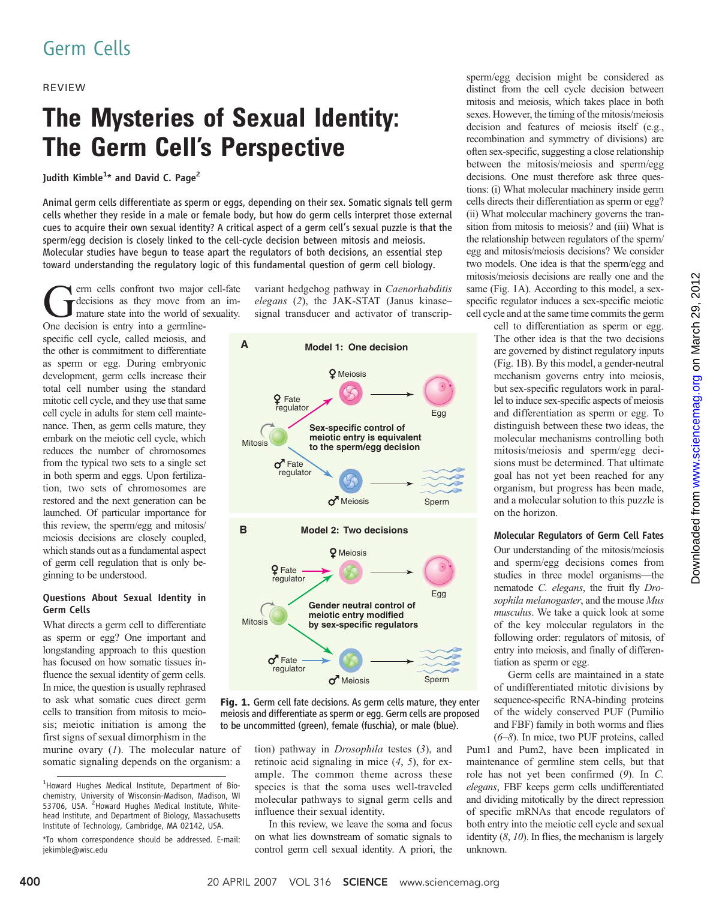Germ Cells

REVIEW

# The Mysteries of Sexual Identity: The Germ Cell's Perspective

Judith Kimble[1]* and David C. Page[2]

**Animal germ cells differentiate as sperm or eggs, depending on their sex. Somatic signals tell germ cells whether they reside in a male or female body, but how do germ cells interpret those external cues to acquire their own sexual identity? A critical aspect of a germ cell's sexual puzzle is that the sperm/egg decision is closely linked to the cell-cycle decision between mitosis and meiosis. Molecular studies have begun to tease apart the regulators of both decisions, an essential step toward understanding the regulatory logic of this fundamental question of germ cell biology.**

Germ cells confront two major cell-fate decisions as they move from an immature state into the world of sexuality. One decision is entry into a germline-specific cell cycle, called meiosis, and the other is commitment to differentiate as sperm or egg. During embryonic development, germ cells increase their total cell number using the standard mitotic cell cycle, and they use that same cell cycle in adults for stem cell maintenance. Then, as germ cells mature, they embark on the meiotic cell cycle, which reduces the number of chromosomes from the typical two sets to a single set in both sperm and eggs. Upon fertilization, two sets of chromosomes are restored and the next generation can be launched. Of particular importance for this review, the sperm/egg and mitosis/meiosis decisions are closely coupled, which stands out as a fundamental aspect of germ cell regulation that is only beginning to be understood.

## Questions About Sexual Identity in Germ Cells

What directs a germ cell to differentiate as sperm or egg? One important and longstanding approach to this question has focused on how somatic tissues influence the sexual identity of germ cells. In mice, the question is usually rephrased to ask what somatic cues direct germ cells to transition from mitosis to meiosis; meiotic initiation is among the first signs of sexual dimorphism in the murine ovary (*1*). The molecular nature of somatic signaling depends on the organism: a variant hedgehog pathway in *Caenorhabditis elegans* (*2*), the JAK-STAT (Janus kinase–signal transducer and activator of transcription) pathway in *Drosophila* testes (*3*), and retinoic acid signaling in mice (*4*, *5*), for example. The common theme across these species is that the soma uses well-traveled molecular pathways to signal germ cells and influence their sexual identity.

In this review, we leave the soma and focus on what lies downstream of somatic signals to control germ cell sexual identity. A priori, the sperm/egg decision might be considered as distinct from the cell cycle decision between mitosis and meiosis, which takes place in both sexes. However, the timing of the mitosis/meiosis decision and features of meiosis itself (e.g., recombination and symmetry of divisions) are often sex-specific, suggesting a close relationship between the mitosis/meiosis and sperm/egg decisions. One must therefore ask three questions: (i) What molecular machinery inside germ cells directs their differentiation as sperm or egg? (ii) What molecular machinery governs the transition from mitosis to meiosis? and (iii) What is the relationship between regulators of the sperm/egg and mitosis/meiosis decisions? We consider two models. One idea is that the sperm/egg and mitosis/meiosis decisions are really one and the same (Fig. 1A). According to this model, a sex-specific regulator induces a sex-specific meiotic cell cycle and at the same time commits the germ cell to differentiation as sperm or egg. The other idea is that the two decisions are governed by distinct regulatory inputs (Fig. 1B). By this model, a gender-neutral mechanism governs entry into meiosis, but sex-specific regulators work in parallel to induce sex-specific aspects of meiosis and differentiation as sperm or egg. To distinguish between these two ideas, the molecular mechanisms controlling both mitosis/meiosis and sperm/egg decisions must be determined. That ultimate goal has not yet been reached for any organism, but progress has been made, and a molecular solution to this puzzle is on the horizon.

**Fig. 1.** Germ cell fate decisions. As germ cells mature, they enter meiosis and differentiate as sperm or egg. Germ cells are proposed to be uncommitted (green), female (fuschia), or male (blue).

## Molecular Regulators of Germ Cell Fates

Our understanding of the mitosis/meiosis and sperm/egg decisions comes from studies in three model organisms—the nematode *C. elegans*, the fruit fly *Drosophila melanogaster*, and the mouse *Mus musculus*. We take a quick look at some of the key molecular regulators in the following order: regulators of mitosis, of entry into meiosis, and finally of differentiation as sperm or egg.

Germ cells are maintained in a state of undifferentiated mitotic divisions by sequence-specific RNA-binding proteins of the widely conserved PUF (Pumilio and FBF) family in both worms and flies (*6*–*8*). In mice, two PUF proteins, called Pum1 and Pum2, have been implicated in maintenance of germline stem cells, but that role has not yet been confirmed (*9*). In *C. elegans*, FBF keeps germ cells undifferentiated and dividing mitotically by the direct repression of specific mRNAs that encode regulators of both entry into the meiotic cell cycle and sexual identity (*8*, *10*). In flies, the mechanism is largely unknown.

[1]Howard Hughes Medical Institute, Department of Biochemistry, University of Wisconsin-Madison, Madison, WI 53706, USA. [2]Howard Hughes Medical Institute, Whitehead Institute, and Department of Biology, Massachusetts Institute of Technology, Cambridge, MA 02142, USA.

*To whom correspondence should be addressed. E-mail: jekimble@wisc.edu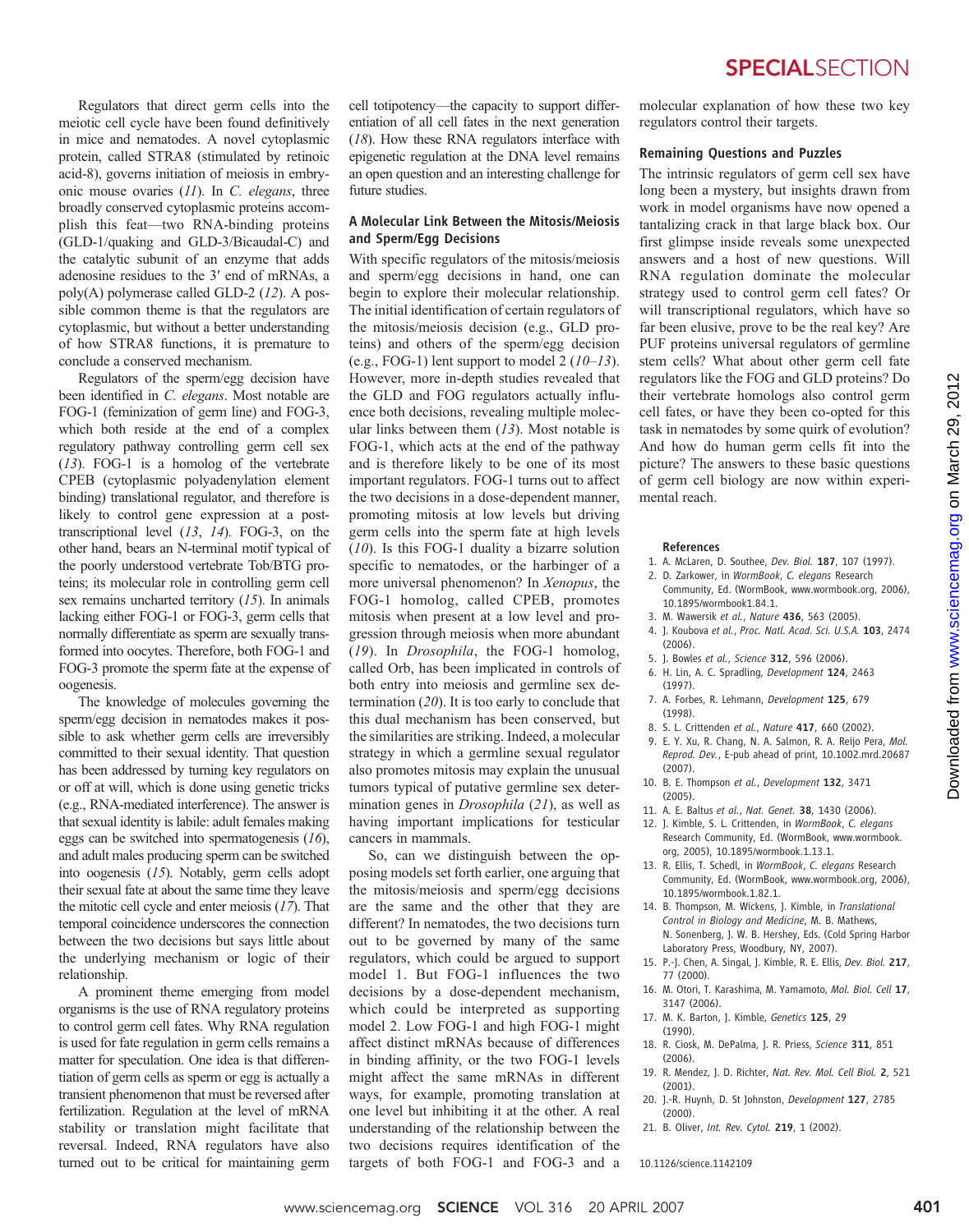Regulators that direct germ cells into the meiotic cell cycle have been found definitively in mice and nematodes. A novel cytoplasmic protein, called STRA8 (stimulated by retinoic acid-8), governs initiation of meiosis in embryonic mouse ovaries (*11*). In *C. elegans*, three broadly conserved cytoplasmic proteins accomplish this feat—two RNA-binding proteins (GLD-1/quaking and GLD-3/Bicaudal-C) and the catalytic subunit of an enzyme that adds adenosine residues to the 3′ end of mRNAs, a poly(A) polymerase called GLD-2 (*12*). A possible common theme is that the regulators are cytoplasmic, but without a better understanding of how STRA8 functions, it is premature to conclude a conserved mechanism.

Regulators of the sperm/egg decision have been identified in *C. elegans*. Most notable are FOG-1 (feminization of germ line) and FOG-3, which both reside at the end of a complex regulatory pathway controlling germ cell sex (*13*). FOG-1 is a homolog of the vertebrate CPEB (cytoplasmic polyadenylation element binding) translational regulator, and therefore is likely to control gene expression at a post-transcriptional level (*13*, *14*). FOG-3, on the other hand, bears an N-terminal motif typical of the poorly understood vertebrate Tob/BTG proteins; its molecular role in controlling germ cell sex remains uncharted territory (*15*). In animals lacking either FOG-1 or FOG-3, germ cells that normally differentiate as sperm are sexually transformed into oocytes. Therefore, both FOG-1 and FOG-3 promote the sperm fate at the expense of oogenesis.

The knowledge of molecules governing the sperm/egg decision in nematodes makes it possible to ask whether germ cells are irreversibly committed to their sexual identity. That question has been addressed by turning key regulators on or off at will, which is done using genetic tricks (e.g., RNA-mediated interference). The answer is that sexual identity is labile: adult females making eggs can be switched into spermatogenesis (*16*), and adult males producing sperm can be switched into oogenesis (*15*). Notably, germ cells adopt their sexual fate at about the same time they leave the mitotic cell cycle and enter meiosis (*17*). That temporal coincidence underscores the connection between the two decisions but says little about the underlying mechanism or logic of their relationship.

A prominent theme emerging from model organisms is the use of RNA regulatory proteins to control germ cell fates. Why RNA regulation is used for fate regulation in germ cells remains a matter for speculation. One idea is that differentiation of germ cells as sperm or egg is actually a transient phenomenon that must be reversed after fertilization. Regulation at the level of mRNA stability or translation might facilitate that reversal. Indeed, RNA regulators have also turned out to be critical for maintaining germ cell totipotency—the capacity to support differentiation of all cell fates in the next generation (*18*). How these RNA regulators interface with epigenetic regulation at the DNA level remains an open question and an interesting challenge for future studies.

### A Molecular Link Between the Mitosis/Meiosis and Sperm/Egg Decisions

With specific regulators of the mitosis/meiosis and sperm/egg decisions in hand, one can begin to explore their molecular relationship. The initial identification of certain regulators of the mitosis/meiosis decision (e.g., GLD proteins) and others of the sperm/egg decision (e.g., FOG-1) lent support to model 2 (*10*–*13*). However, more in-depth studies revealed that the GLD and FOG regulators actually influence both decisions, revealing multiple molecular links between them (*13*). Most notable is FOG-1, which acts at the end of the pathway and is therefore likely to be one of its most important regulators. FOG-1 turns out to affect the two decisions in a dose-dependent manner, promoting mitosis at low levels but driving germ cells into the sperm fate at high levels (*10*). Is this FOG-1 duality a bizarre solution specific to nematodes, or the harbinger of a more universal phenomenon? In *Xenopus*, the FOG-1 homolog, called CPEB, promotes mitosis when present at a low level and progression through meiosis when more abundant (*19*). In *Drosophila*, the FOG-1 homolog, called Orb, has been implicated in controls of both entry into meiosis and germline sex determination (*20*). It is too early to conclude that this dual mechanism has been conserved, but the similarities are striking. Indeed, a molecular strategy in which a germline sexual regulator also promotes mitosis may explain the unusual tumors typical of putative germline sex determination genes in *Drosophila* (*21*), as well as having important implications for testicular cancers in mammals.

So, can we distinguish between the opposing models set forth earlier, one arguing that the mitosis/meiosis and sperm/egg decisions are the same and the other that they are different? In nematodes, the two decisions turn out to be governed by many of the same regulators, which could be argued to support model 1. But FOG-1 influences the two decisions by a dose-dependent mechanism, which could be interpreted as supporting model 2. Low FOG-1 and high FOG-1 might affect distinct mRNAs because of differences in binding affinity, or the two FOG-1 levels might affect the same mRNAs in different ways, for example, promoting translation at one level but inhibiting it at the other. A real understanding of the relationship between the two decisions requires identification of the targets of both FOG-1 and FOG-3 and a molecular explanation of how these two key regulators control their targets.

### Remaining Questions and Puzzles

The intrinsic regulators of germ cell sex have long been a mystery, but insights drawn from work in model organisms have now opened a tantalizing crack in that large black box. Our first glimpse inside reveals some unexpected answers and a host of new questions. Will RNA regulation dominate the molecular strategy used to control germ cell fates? Or will transcriptional regulators, which have so far been elusive, prove to be the real key? Are PUF proteins universal regulators of germline stem cells? What about other germ cell fate regulators like the FOG and GLD proteins? Do their vertebrate homologs also control germ cell fates, or have they been co-opted for this task in nematodes by some quirk of evolution? And how do human germ cells fit into the picture? The answers to these basic questions of germ cell biology are now within experimental reach.

#### References

1. A. McLaren, D. Southee, *Dev. Biol.* **187**, 107 (1997).
2. D. Zarkower, in *WormBook*, *C. elegans* Research Community, Ed. (WormBook, www.wormbook.org, 2006), 10.1895/wormbook1.84.1.
3. M. Wawersik *et al.*, *Nature* **436**, 563 (2005).
4. J. Koubova *et al.*, *Proc. Natl. Acad. Sci. U.S.A.* **103**, 2474 (2006).
5. J. Bowles *et al.*, *Science* **312**, 596 (2006).
6. H. Lin, A. C. Spradling, *Development* **124**, 2463 (1997).
7. A. Forbes, R. Lehmann, *Development* **125**, 679 (1998).
8. S. L. Crittenden *et al.*, *Nature* **417**, 660 (2002).
9. E. Y. Xu, R. Chang, N. A. Salmon, R. A. Reijo Pera, *Mol. Reprod. Dev.*, E-pub ahead of print, 10.1002.mrd.20687 (2007).
10. B. E. Thompson *et al.*, *Development* **132**, 3471 (2005).
11. A. E. Baltus *et al.*, *Nat. Genet.* **38**, 1430 (2006).
12. J. Kimble, S. L. Crittenden, in *WormBook*, *C. elegans* Research Community, Ed. (WormBook, www.wormbook.org, 2005), 10.1895/wormbook.1.13.1.
13. R. Ellis, T. Schedl, in *WormBook*, *C. elegans* Research Community, Ed. (WormBook, www.wormbook.org, 2006), 10.1895/wormbook.1.82.1.
14. B. Thompson, M. Wickens, J. Kimble, in *Translational Control in Biology and Medicine*, M. B. Mathews, N. Sonenberg, J. W. B. Hershey, Eds. (Cold Spring Harbor Laboratory Press, Woodbury, NY, 2007).
15. P.-J. Chen, A. Singal, J. Kimble, R. E. Ellis, *Dev. Biol.* **217**, 77 (2000).
16. M. Otori, T. Karashima, M. Yamamoto, *Mol. Biol. Cell* **17**, 3147 (2006).
17. M. K. Barton, J. Kimble, *Genetics* **125**, 29 (1990).
18. R. Ciosk, M. DePalma, J. R. Priess, *Science* **311**, 851 (2006).
19. R. Mendez, J. D. Richter, *Nat. Rev. Mol. Cell Biol.* **2**, 521 (2001).
20. J.-R. Huynh, D. St Johnston, *Development* **127**, 2785 (2000).
21. B. Oliver, *Int. Rev. Cytol.* **219**, 1 (2002).

10.1126/science.1142109